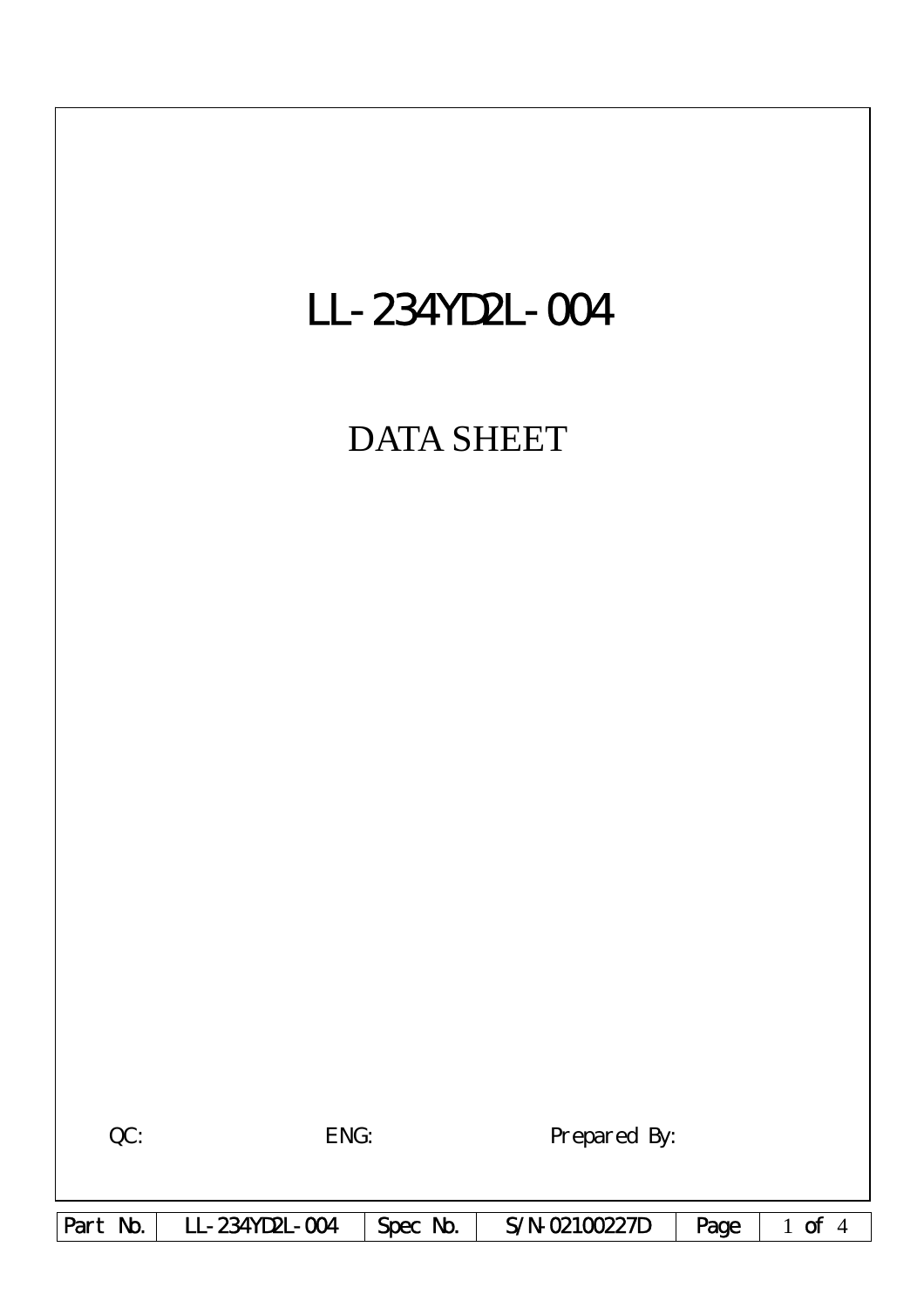# LL-234YD2L-004

## DATA SHEET

QC: ENG: Prepared By:

| Part No. | LL-234YD2L-004 | Spec No. | S/N-02100227D |
|---|---|---|---|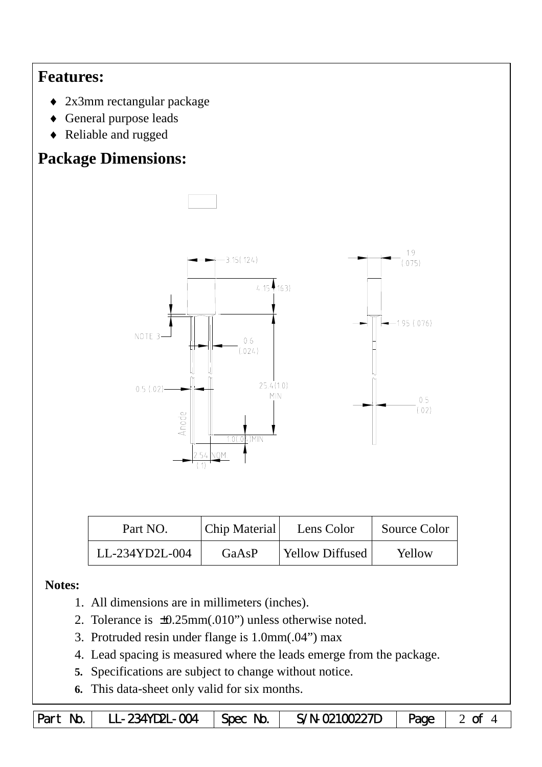## Features:

- 2x3mm rectangular package
- General purpose leads
- Reliable and rugged

## Package Dimensions:

| Part NO. | Chip Material | Lens Color | Source Color |
|---|---|---|---|
| LL-234YD2L-004 | GaAsP | Yellow Diffused | Yellow |

**Notes:**

1. All dimensions are in millimeters (inches).
2. Tolerance is ±0.25mm(.010") unless otherwise noted.
3. Protruded resin under flange is 1.0mm(.04") max
4. Lead spacing is measured where the leads emerge from the package.
5. Specifications are subject to change without notice.
6. This data-sheet only valid for six months.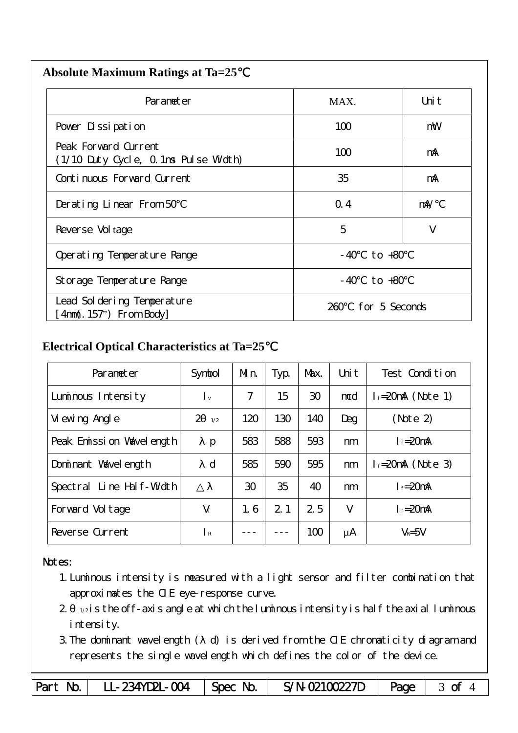## Absolute Maximum Ratings at Ta=25℃

| Parameter | MAX. | Unit |
|---|---|---|
| Power Dissipation | 100 | mW |
| Peak Forward Current (1/10 Duty Cycle, 0.1ms Pulse Width) | 100 | mA |
| Continuous Forward Current | 35 | mA |
| Derating Linear From 50℃ | 0.4 | mA/℃ |
| Reverse Voltage | 5 | V |
| Operating Temperature Range | -40℃ to +80℃ | |
| Storage Temperature Range | -40℃ to +80℃ | |
| Lead Soldering Temperature [4mm(.157") From Body] | 260℃ for 5 Seconds | |

## Electrical Optical Characteristics at Ta=25℃

| Parameter | Symbol | Min. | Typ. | Max. | Unit | Test Condition |
|---|---|---|---|---|---|---|
| Luminous Intensity | $I_v$ | 7 | 15 | 30 | mcd | $I_f$=20mA (Note 1) |
| Viewing Angle | $2\theta_{1/2}$ | 120 | 130 | 140 | Deg | (Note 2) |
| Peak Emission Wavelength | λp | 583 | 588 | 593 | nm | $I_f$=20mA |
| Dominant Wavelength | λd | 585 | 590 | 595 | nm | $I_f$=20mA (Note 3) |
| Spectral Line Half-Width | △λ | 30 | 35 | 40 | nm | $I_f$=20mA |
| Forward Voltage | $V_f$ | 1.6 | 2.1 | 2.5 | V | $I_f$=20mA |
| Reverse Current | $I_R$ | --- | --- | 100 | μA | $V_R$=5V |

Notes:

1. Luminous intensity is measured with a light sensor and filter combination that approximates the CIE eye-response curve.
2. $\theta_{1/2}$ is the off-axis angle at which the luminous intensity is half the axial luminous intensity.
3. The dominant wavelength (λd) is derived from the CIE chromaticity diagram and represents the single wavelength which defines the color of the device.

| Part No. | LL-234YD2L-004 | Spec No. | S/N-02100227D | Page | 3 of 4 |
|---|---|---|---|---|---|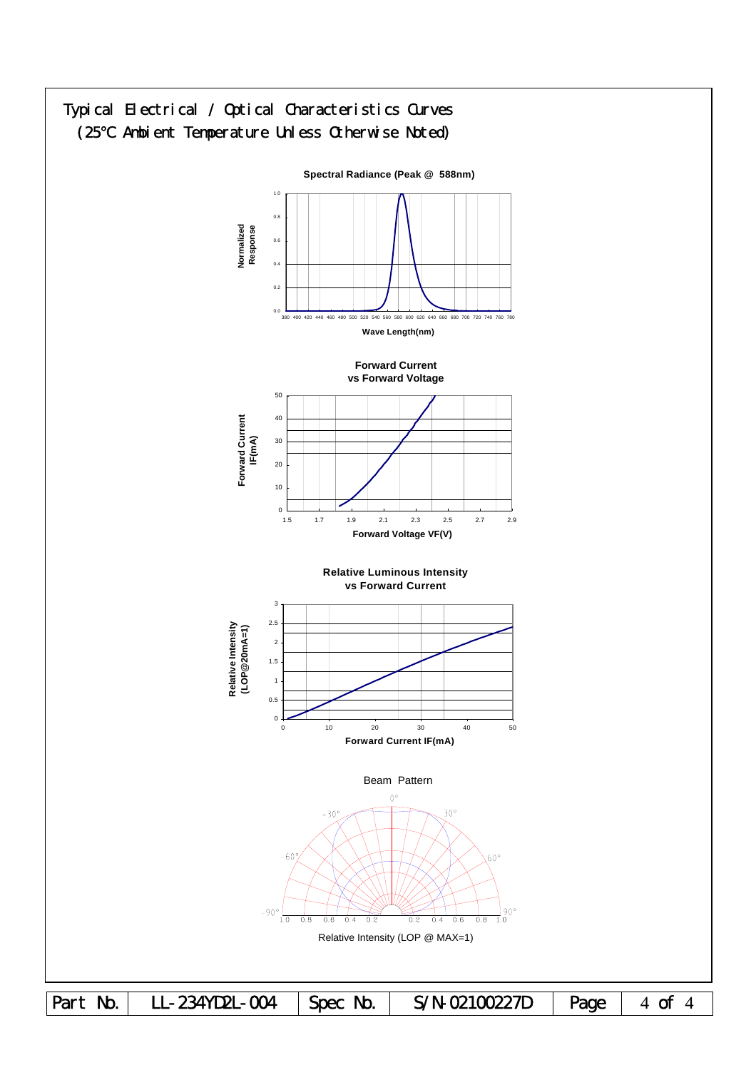# Typical Electrical / Optical Characteristics Curves

(25°C Ambient Temperature Unless Otherwise Noted)

Spectral Radiance (Peak @ 588nm)

Normalized Response

1.0
0.8
0.6
0.4
0.2
0.0

380 400 420 440 460 480 500 520 540 560 580 600 620 640 660 680 700 720 740 760 780

Wave Length(nm)

Forward Current vs Forward Voltage

Forward Current IF(mA)

50
40
30
20
10
0

1.5 1.7 1.9 2.1 2.3 2.5 2.7 2.9

Forward Voltage VF(V)

Relative Luminous Intensity vs Forward Current

Relative Intensity (LOP@20mA=1)

3
2.5
2
1.5
1
0.5
0

0 10 20 30 40 50

Forward Current IF(mA)

Beam Pattern

0°
-30° 30°
-60° 60°
-90° 90°

1.0 0.8 0.6 0.4 0.2 0.2 0.4 0.6 0.8 1.0

Relative Intensity (LOP @ MAX=1)

| Part No. | LL-234YD2L-004 | Spec No. | S/N-02100227D | Page | 4 of 4 |
|---|---|---|---|---|---|